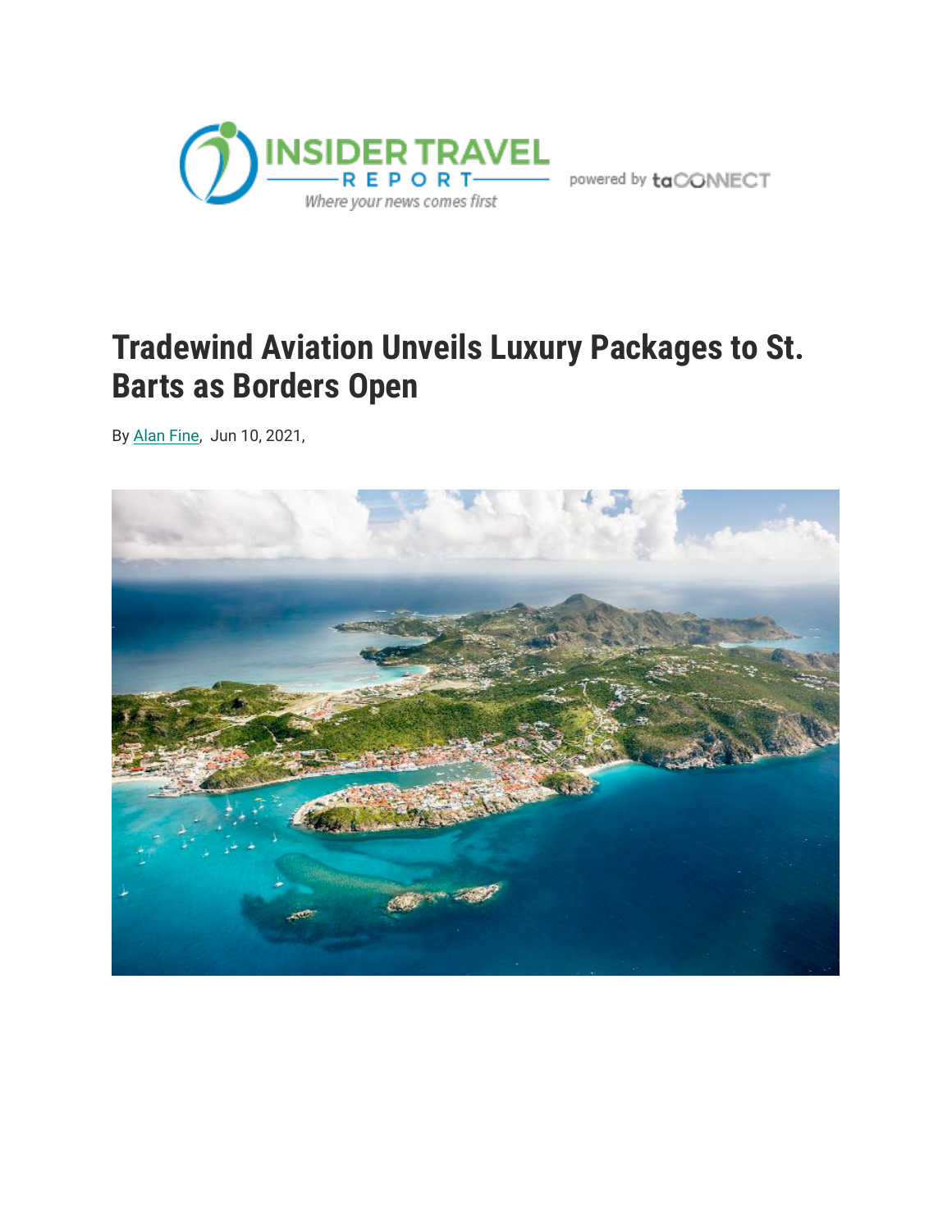# Tradewind Aviation Unveils Luxury Packages to St. Barts as Borders Open

By Alan Fine, Jun 10, 2021,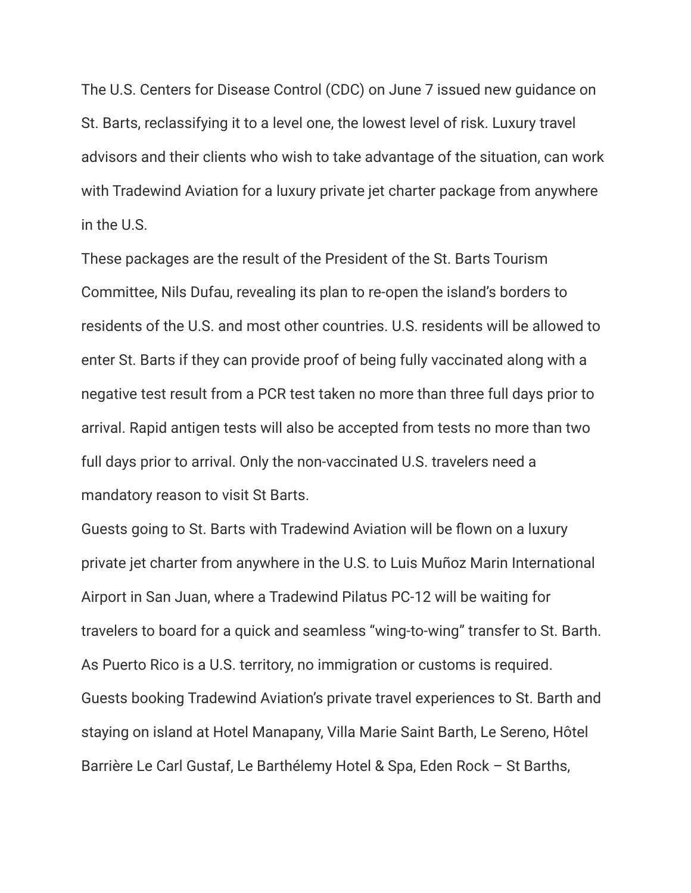The U.S. Centers for Disease Control (CDC) on June 7 issued new guidance on St. Barts, reclassifying it to a level one, the lowest level of risk. Luxury travel advisors and their clients who wish to take advantage of the situation, can work with Tradewind Aviation for a luxury private jet charter package from anywhere in the U.S.

These packages are the result of the President of the St. Barts Tourism Committee, Nils Dufau, revealing its plan to re-open the island's borders to residents of the U.S. and most other countries. U.S. residents will be allowed to enter St. Barts if they can provide proof of being fully vaccinated along with a negative test result from a PCR test taken no more than three full days prior to arrival. Rapid antigen tests will also be accepted from tests no more than two full days prior to arrival. Only the non-vaccinated U.S. travelers need a mandatory reason to visit St Barts.

Guests going to St. Barts with Tradewind Aviation will be flown on a luxury private jet charter from anywhere in the U.S. to Luis Muñoz Marin International Airport in San Juan, where a Tradewind Pilatus PC-12 will be waiting for travelers to board for a quick and seamless "wing-to-wing" transfer to St. Barth. As Puerto Rico is a U.S. territory, no immigration or customs is required. Guests booking Tradewind Aviation's private travel experiences to St. Barth and staying on island at Hotel Manapany, Villa Marie Saint Barth, Le Sereno, Hôtel Barrière Le Carl Gustaf, Le Barthélemy Hotel & Spa, Eden Rock – St Barths,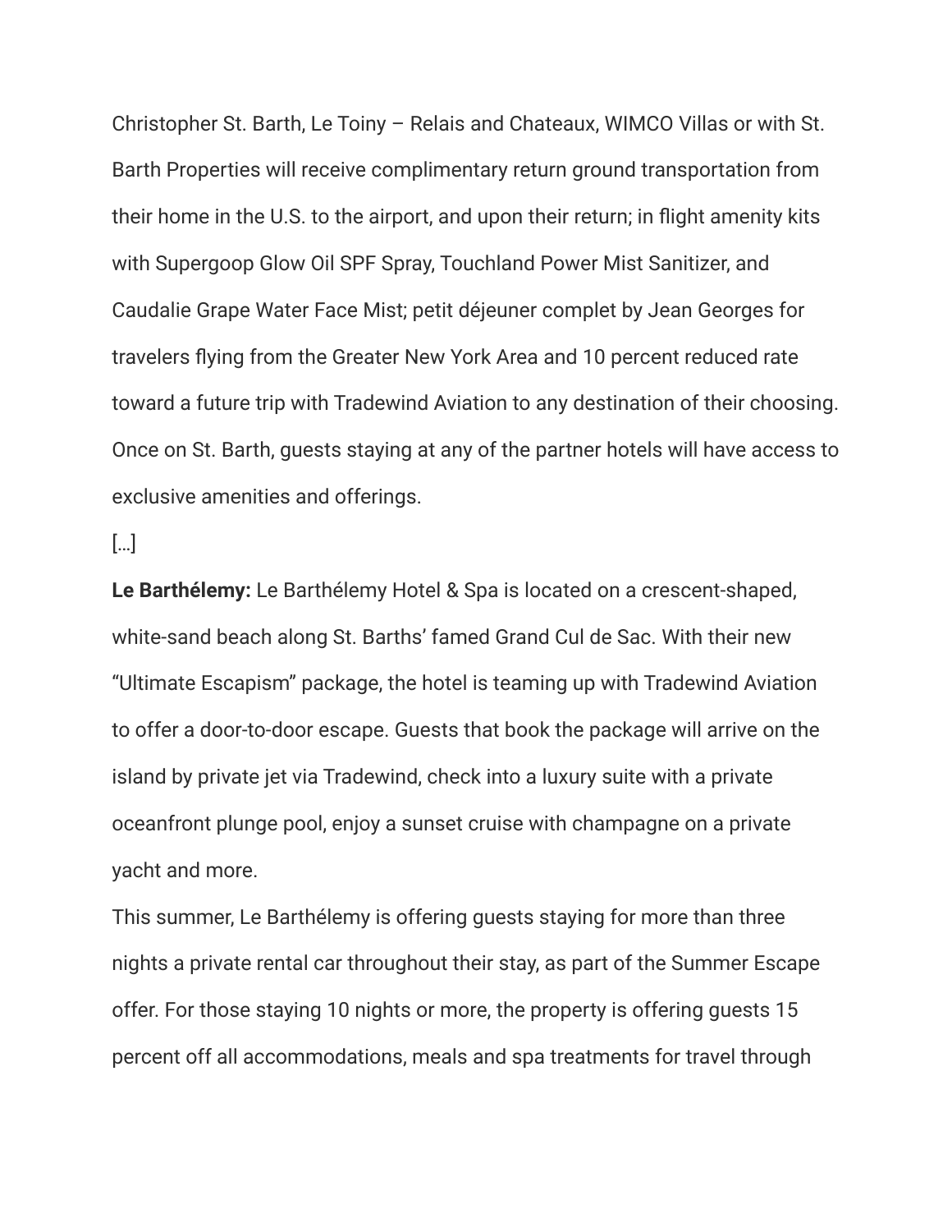Christopher St. Barth, Le Toiny – Relais and Chateaux, WIMCO Villas or with St. Barth Properties will receive complimentary return ground transportation from their home in the U.S. to the airport, and upon their return; in flight amenity kits with Supergoop Glow Oil SPF Spray, Touchland Power Mist Sanitizer, and Caudalie Grape Water Face Mist; petit déjeuner complet by Jean Georges for travelers flying from the Greater New York Area and 10 percent reduced rate toward a future trip with Tradewind Aviation to any destination of their choosing. Once on St. Barth, guests staying at any of the partner hotels will have access to exclusive amenities and offerings.

[…]

**Le Barthélemy:** Le Barthélemy Hotel & Spa is located on a crescent-shaped, white-sand beach along St. Barths' famed Grand Cul de Sac. With their new "Ultimate Escapism" package, the hotel is teaming up with Tradewind Aviation to offer a door-to-door escape. Guests that book the package will arrive on the island by private jet via Tradewind, check into a luxury suite with a private oceanfront plunge pool, enjoy a sunset cruise with champagne on a private yacht and more.

This summer, Le Barthélemy is offering guests staying for more than three nights a private rental car throughout their stay, as part of the Summer Escape offer. For those staying 10 nights or more, the property is offering guests 15 percent off all accommodations, meals and spa treatments for travel through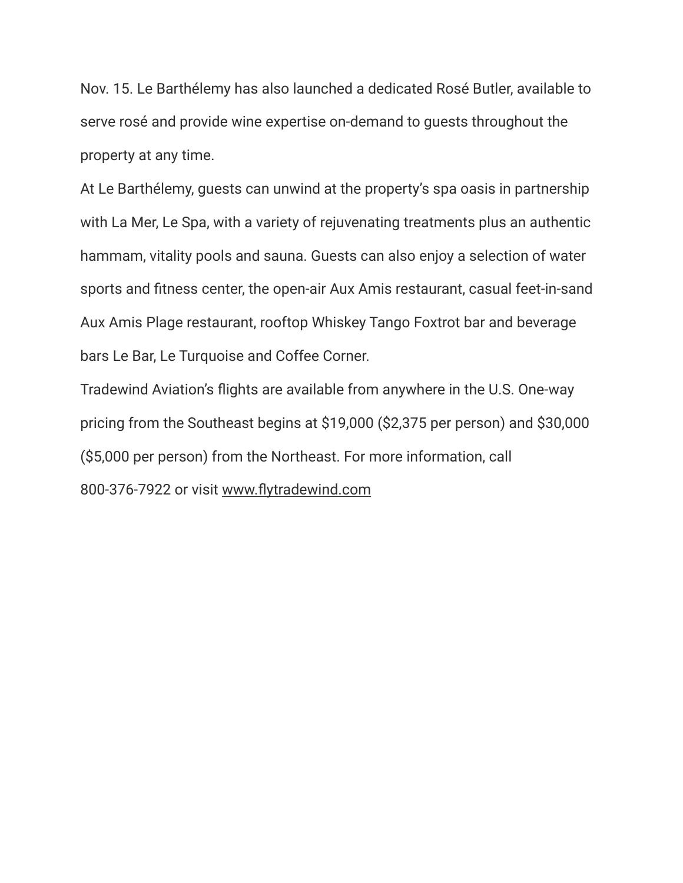Nov. 15. Le Barthélemy has also launched a dedicated Rosé Butler, available to serve rosé and provide wine expertise on-demand to guests throughout the property at any time.

At Le Barthélemy, guests can unwind at the property's spa oasis in partnership with La Mer, Le Spa, with a variety of rejuvenating treatments plus an authentic hammam, vitality pools and sauna. Guests can also enjoy a selection of water sports and fitness center, the open-air Aux Amis restaurant, casual feet-in-sand Aux Amis Plage restaurant, rooftop Whiskey Tango Foxtrot bar and beverage bars Le Bar, Le Turquoise and Coffee Corner.

Tradewind Aviation's flights are available from anywhere in the U.S. One-way pricing from the Southeast begins at $19,000 ($2,375 per person) and $30,000 ($5,000 per person) from the Northeast. For more information, call 800-376-7922 or visit www.flytradewind.com